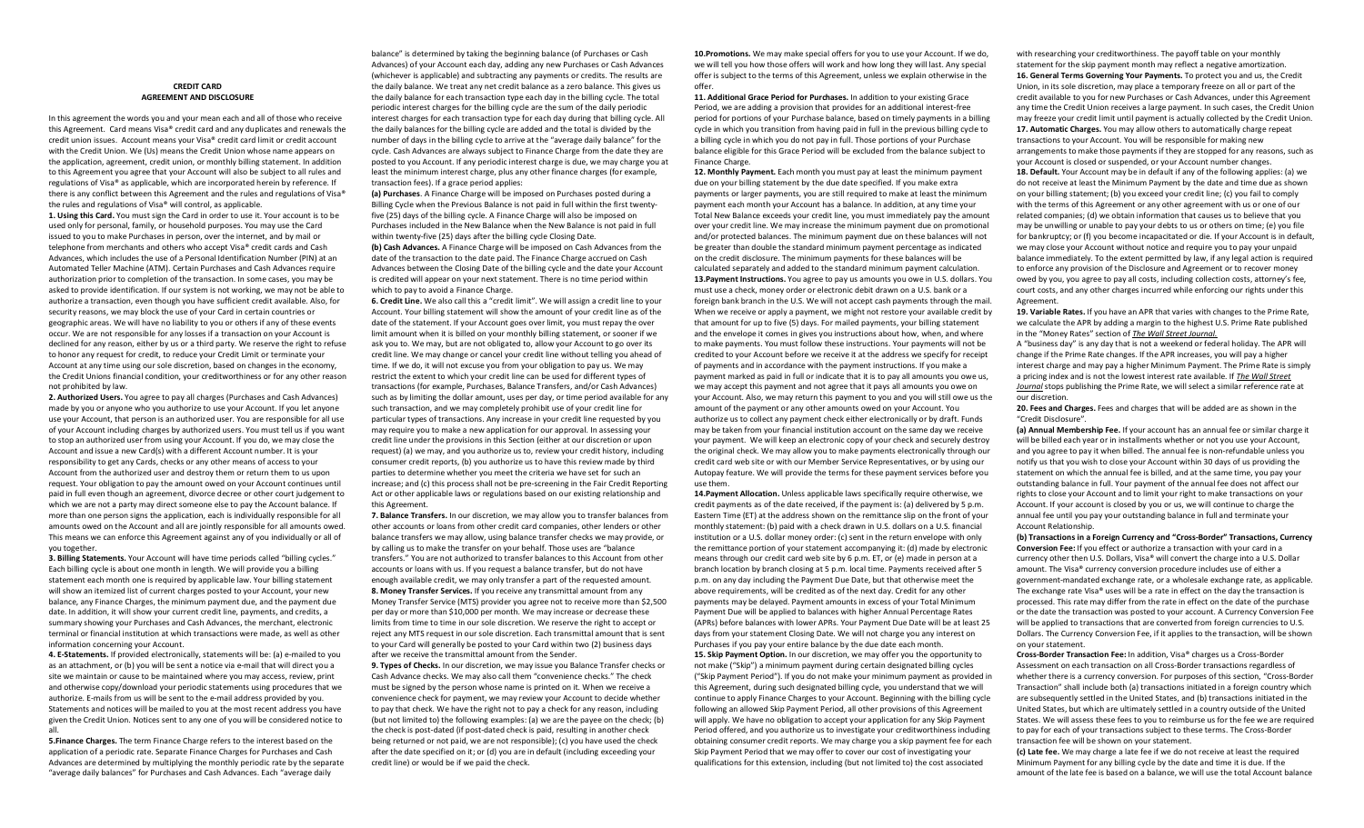# CREDIT CARD AGREEMENT AND DISCLOSURE

In this agreement the words you and your mean each and all of those who receive this Agreement. Card means Visa® credit card and any duplicates and renewals the credit union issues. Account means your Visa® credit card limit or credit account with the Credit Union. We (Us) means the Credit Union whose name appears on the application, agreement, credit union, or monthly billing statement. In addition to this Agreement you agree that your Account will also be subject to all rules and regulations of Visa® as applicable, which are incorporated herein by reference. If there is any conflict between this Agreement and the rules and regulations of Visa® the rules and regulations of Visa® will control, as applicable.

**1. Using this Card.** You must sign the Card in order to use it. Your account is to be used only for personal, family, or household purposes. You may use the Card issued to you to make Purchases in person, over the internet, and by mail or telephone from merchants and others who accept Visa® credit cards and Cash Advances, which includes the use of a Personal Identification Number (PIN) at an Automated Teller Machine (ATM). Certain Purchases and Cash Advances require authorization prior to completion of the transaction. In some cases, you may be asked to provide identification. If our system is not working, we may not be able to authorize a transaction, even though you have sufficient credit available. Also, for security reasons, we may block the use of your Card in certain countries or geographic areas. We will have no liability to you or others if any of these events occur. We are not responsible for any losses if a transaction on your Account is declined for any reason, either by us or a third party. We reserve the right to refuse to honor any request for credit, to reduce your Credit Limit or terminate your Account at any time using our sole discretion, based on changes in the economy, the Credit Unions financial condition, your creditworthiness or for any other reason not prohibited by law.

**2. Authorized Users.** You agree to pay all charges (Purchases and Cash Advances) made by you or anyone who you authorize to use your Account. If you let anyone use your Account, that person is an authorized user. You are responsible for all use of your Account including charges by authorized users. You must tell us if you want to stop an authorized user from using your Account. If you do, we may close the Account and issue a new Card(s) with a different Account number. It is your responsibility to get any Cards, checks or any other means of access to your Account from the authorized user and destroy them or return them to us upon request. Your obligation to pay the amount owed on your Account continues until paid in full even though an agreement, divorce decree or other court judgement to which we are not a party may direct someone else to pay the Account balance. If more than one person signs the application, each is individually responsible for all amounts owed on the Account and all are jointly responsible for all amounts owed. This means we can enforce this Agreement against any of you individually or all of you together.

**3. Billing Statements.** Your Account will have time periods called "billing cycles." Each billing cycle is about one month in length. We will provide you a billing statement each month one is required by applicable law. Your billing statement will show an itemized list of current charges posted to your Account, your new balance, any Finance Charges, the minimum payment due, and the payment due date. In addition, it will show your current credit line, payments, and credits, a summary showing your Purchases and Cash Advances, the merchant, electronic terminal or financial institution at which transactions were made, as well as other information concerning your Account.

**4. E-Statements.** If provided electronically, statements will be: (a) e-mailed to you as an attachment, or (b) you will be sent a notice via e-mail that will direct you a site we maintain or cause to be maintained where you may access, review, print and otherwise copy/download your periodic statements using procedures that we authorize. E-mails from us will be sent to the e-mail address provided by you. Statements and notices will be mailed to you at the most recent address you have given the Credit Union. Notices sent to any one of you will be considered notice to all.

**5.Finance Charges.** The term Finance Charge refers to the interest based on the application of a periodic rate. Separate Finance Charges for Purchases and Cash Advances are determined by multiplying the monthly periodic rate by the separate "average daily balances" for Purchases and Cash Advances. Each "average daily balance" is determined by taking the beginning balance (of Purchases or Cash Advances) of your Account each day, adding any new Purchases or Cash Advances (whichever is applicable) and subtracting any payments or credits. The results are the daily balance. We treat any net credit balance as a zero balance. This gives us the daily balance for each transaction type each day in the billing cycle. The total periodic interest charges for the billing cycle are the sum of the daily periodic interest charges for each transaction type for each day during that billing cycle. All the daily balances for the billing cycle are added and the total is divided by the number of days in the billing cycle to arrive at the "average daily balance" for the cycle. Cash Advances are always subject to Finance Charge from the date they are posted to you Account. If any periodic interest charge is due, we may charge you at least the minimum interest charge, plus any other finance charges (for example, transaction fees). If a grace period applies:

**(a) Purchases**. A Finance Charge will be imposed on Purchases posted during a Billing Cycle when the Previous Balance is not paid in full within the first twenty-five (25) days of the billing cycle. A Finance Charge will also be imposed on Purchases included in the New Balance when the New Balance is not paid in full within twenty-five (25) days after the billing cycle Closing Date.

**(b) Cash Advances.** A Finance Charge will be imposed on Cash Advances from the date of the transaction to the date paid. The Finance Charge accrued on Cash Advances between the Closing Date of the billing cycle and the date your Account is credited will appear on your next statement. There is no time period within which to pay to avoid a Finance Charge.

**6. Credit Line.** We also call this a "credit limit". We will assign a credit line to your Account. Your billing statement will show the amount of your credit line as of the date of the statement. If your Account goes over limit, you must repay the over limit amount when it is billed on your monthly billing statement, or sooner if we ask you to. We may, but are not obligated to, allow your Account to go over its credit line. We may change or cancel your credit line without telling you ahead of time. If we do, it will not excuse you from your obligation to pay us. We may restrict the extent to which your credit line can be used for different types of transactions (for example, Purchases, Balance Transfers, and/or Cash Advances) such as by limiting the dollar amount, uses per day, or time period available for any such transaction, and we may completely prohibit use of your credit line for particular types of transactions. Any increase in your credit line requested by you may require you to make a new application for our approval. In assessing your credit line under the provisions in this Section (either at our discretion or upon request) (a) we may, and you authorize us to, review your credit history, including consumer credit reports, (b) you authorize us to have this review made by third parties to determine whether you meet the criteria we have set for such an increase; and (c) this process shall not be pre-screening in the Fair Credit Reporting Act or other applicable laws or regulations based on our existing relationship and this Agreement.

**7. Balance Transfers.** In our discretion, we may allow you to transfer balances from other accounts or loans from other credit card companies, other lenders or other balance transfers we may allow, using balance transfer checks we may provide, or by calling us to make the transfer on your behalf. Those uses are "balance transfers." You are not authorized to transfer balances to this Account from other accounts or loans with us. If you request a balance transfer, but do not have enough available credit, we may only transfer a part of the requested amount.

**8. Money Transfer Services.** If you receive any transmittal amount from any Money Transfer Service (MTS) provider you agree not to receive more than $2,500 per day or more than $10,000 per month. We may increase or decrease these limits from time to time in our sole discretion. We reserve the right to accept or reject any MTS request in our sole discretion. Each transmittal amount that is sent to your Card will generally be posted to your Card within two (2) business days after we receive the transmittal amount from the Sender.

**9. Types of Checks.** In our discretion, we may issue you Balance Transfer checks or Cash Advance checks. We may also call them "convenience checks." The check must be signed by the person whose name is printed on it. When we receive a convenience check for payment, we may review your Account to decide whether to pay that check. We have the right not to pay a check for any reason, including (but not limited to) the following examples: (a) we are the payee on the check; (b) the check is post-dated (if post-dated check is paid, resulting in another check being returned or not paid, we are not responsible); (c) you have used the check after the date specified on it; or (d) you are in default (including exceeding your credit line) or would be if we paid the check.

**10.Promotions.** We may make special offers for you to use your Account. If we do, we will tell you how those offers will work and how long they will last. Any special offer is subject to the terms of this Agreement, unless we explain otherwise in the offer.

**11. Additional Grace Period for Purchases.** In addition to your existing Grace Period, we are adding a provision that provides for an additional interest-free period for portions of your Purchase balance, based on timely payments in a billing cycle in which you transition from having paid in full in the previous billing cycle to a billing cycle in which you do not pay in full. Those portions of your Purchase balance eligible for this Grace Period will be excluded from the balance subject to Finance Charge.

**12. Monthly Payment.** Each month you must pay at least the minimum payment due on your billing statement by the due date specified. If you make extra payments or larger payments, you are still required to make at least the minimum payment each month your Account has a balance. In addition, at any time your Total New Balance exceeds your credit line, you must immediately pay the amount over your credit line. We may increase the minimum payment due on promotional and/or protected balances. The minimum payment due on these balances will not be greater than double the standard minimum payment percentage as indicated on the credit disclosure. The minimum payments for these balances will be calculated separately and added to the standard minimum payment calculation.

**13.Payment Instructions.** You agree to pay us amounts you owe in U.S. dollars. You must use a check, money order or electronic debit drawn on a U.S. bank or a foreign bank branch in the U.S. We will not accept cash payments through the mail. When we receive or apply a payment, we might not restore your available credit by that amount for up to five (5) days. For mailed payments, your billing statement and the envelope it comes in gives you instructions about how, when, and where to make payments. You must follow these instructions. Your payments will not be credited to your Account before we receive it at the address we specify for receipt of payments and in accordance with the payment instructions. If you make a payment marked as paid in full or indicate that it is to pay all amounts you owe us, we may accept this payment and not agree that it pays all amounts you owe on your Account. Also, we may return this payment to you and you will still owe us the amount of the payment or any other amounts owed on your Account. You authorize us to collect any payment check either electronically or by draft. Funds may be taken from your financial institution account on the same day we receive your payment. We will keep an electronic copy of your check and securely destroy the original check. We may allow you to make payments electronically through our credit card web site or with our Member Service Representatives, or by using our Autopay feature. We will provide the terms for these payment services before you use them.

**14.Payment Allocation.** Unless applicable laws specifically require otherwise, we credit payments as of the date received, if the payment is: (a) delivered by 5 p.m. Eastern Time (ET) at the address shown on the remittance slip on the front of your monthly statement: (b) paid with a check drawn in U.S. dollars on a U.S. financial institution or a U.S. dollar money order: (c) sent in the return envelope with only the remittance portion of your statement accompanying it: (d) made by electronic means through our credit card web site by 6 p.m. ET, or (e) made in person at a branch location by branch closing at 5 p.m. local time. Payments received after 5 p.m. on any day including the Payment Due Date, but that otherwise meet the above requirements, will be credited as of the next day. Credit for any other payments may be delayed. Payment amounts in excess of your Total Minimum Payment Due will be applied to balances with higher Annual Percentage Rates (APRs) before balances with lower APRs. Your Payment Due Date will be at least 25 days from your statement Closing Date. We will not charge you any interest on Purchases if you pay your entire balance by the due date each month.

**15. Skip Payment Option.** In our discretion, we may offer you the opportunity to not make ("Skip") a minimum payment during certain designated billing cycles ("Skip Payment Period"). If you do not make your minimum payment as provided in this Agreement, during such designated billing cycle, you understand that we will continue to apply Finance Charges to your Account. Beginning with the billing cycle following an allowed Skip Payment Period, all other provisions of this Agreement will apply. We have no obligation to accept your application for any Skip Payment Period offered, and you authorize us to investigate your creditworthiness including obtaining consumer credit reports. We may charge you a skip payment fee for each Skip Payment Period that we may offer to cover our cost of investigating your qualifications for this extension, including (but not limited to) the cost associated with researching your creditworthiness. The payoff table on your monthly statement for the skip payment month may reflect a negative amortization.

**16. General Terms Governing Your Payments.** To protect you and us, the Credit Union, in its sole discretion, may place a temporary freeze on all or part of the credit available to you for new Purchases or Cash Advances, under this Agreement any time the Credit Union receives a large payment. In such cases, the Credit Union may freeze your credit limit until payment is actually collected by the Credit Union.

**17. Automatic Charges.** You may allow others to automatically charge repeat transactions to your Account. You will be responsible for making new arrangements to make those payments if they are stopped for any reasons, such as your Account is closed or suspended, or your Account number changes.

**18. Default.** Your Account may be in default if any of the following applies: (a) we do not receive at least the Minimum Payment by the date and time due as shown on your billing statement; (b) you exceed your credit line; (c) you fail to comply with the terms of this Agreement or any other agreement with us or one of our related companies; (d) we obtain information that causes us to believe that you may be unwilling or unable to pay your debts to us or others on time; (e) you file for bankruptcy; or (f) you become incapacitated or die. If your Account is in default, we may close your Account without notice and require you to pay your unpaid balance immediately. To the extent permitted by law, if any legal action is required to enforce any provision of the Disclosure and Agreement or to recover money owed by you, you agree to pay all costs, including collection costs, attorney's fee, court costs, and any other charges incurred while enforcing our rights under this Agreement.

**19. Variable Rates.** If you have an APR that varies with changes to the Prime Rate, we calculate the APR by adding a margin to the highest U.S. Prime Rate published in the "Money Rates" section of *The Wall Street Journal.* A "business day" is any day that is not a weekend or federal holiday. The APR will change if the Prime Rate changes. If the APR increases, you will pay a higher interest charge and may pay a higher Minimum Payment. The Prime Rate is simply a pricing index and is not the lowest interest rate available. If *The Wall Street Journal* stops publishing the Prime Rate, we will select a similar reference rate at our discretion.

**20. Fees and Charges.** Fees and charges that will be added are as shown in the "Credit Disclosure".

**(a) Annual Membership Fee.** If your account has an annual fee or similar charge it will be billed each year or in installments whether or not you use your Account, and you agree to pay it when billed. The annual fee is non-refundable unless you notify us that you wish to close your Account within 30 days of us providing the statement on which the annual fee is billed, and at the same time, you pay your outstanding balance in full. Your payment of the annual fee does not affect our rights to close your Account and to limit your right to make transactions on your Account. If your account is closed by you or us, we will continue to charge the annual fee until you pay your outstanding balance in full and terminate your Account Relationship.

**(b) Transactions in a Foreign Currency and "Cross-Border" Transactions, Currency Conversion Fee:** If you effect or authorize a transaction with your card in a currency other than U.S. Dollars, Visa® will convert the charge into a U.S. Dollar amount. The Visa® currency conversion procedure includes use of either a government-mandated exchange rate, or a wholesale exchange rate, as applicable. The exchange rate Visa® uses will be a rate in effect on the day the transaction is processed. This rate may differ from the rate in effect on the date of the purchase or the date the transaction was posted to your account. A Currency Conversion Fee will be applied to transactions that are converted from foreign currencies to U.S. Dollars. The Currency Conversion Fee, if it applies to the transaction, will be shown on your statement.

**Cross-Border Transaction Fee:** In addition, Visa® charges us a Cross-Border Assessment on each transaction on all Cross-Border transactions regardless of whether there is a currency conversion. For purposes of this section, "Cross-Border Transaction" shall include both (a) transactions initiated in a foreign country which are subsequently settled in the United States, and (b) transactions initiated in the United States, but which are ultimately settled in a country outside of the United States. We will assess these fees to you to reimburse us for the fee we are required to pay for each of your transactions subject to these terms. The Cross-Border transaction fee will be shown on your statement.

**(c) Late fee.** We may charge a late fee if we do not receive at least the required Minimum Payment for any billing cycle by the date and time it is due. If the amount of the late fee is based on a balance, we will use the total Account balance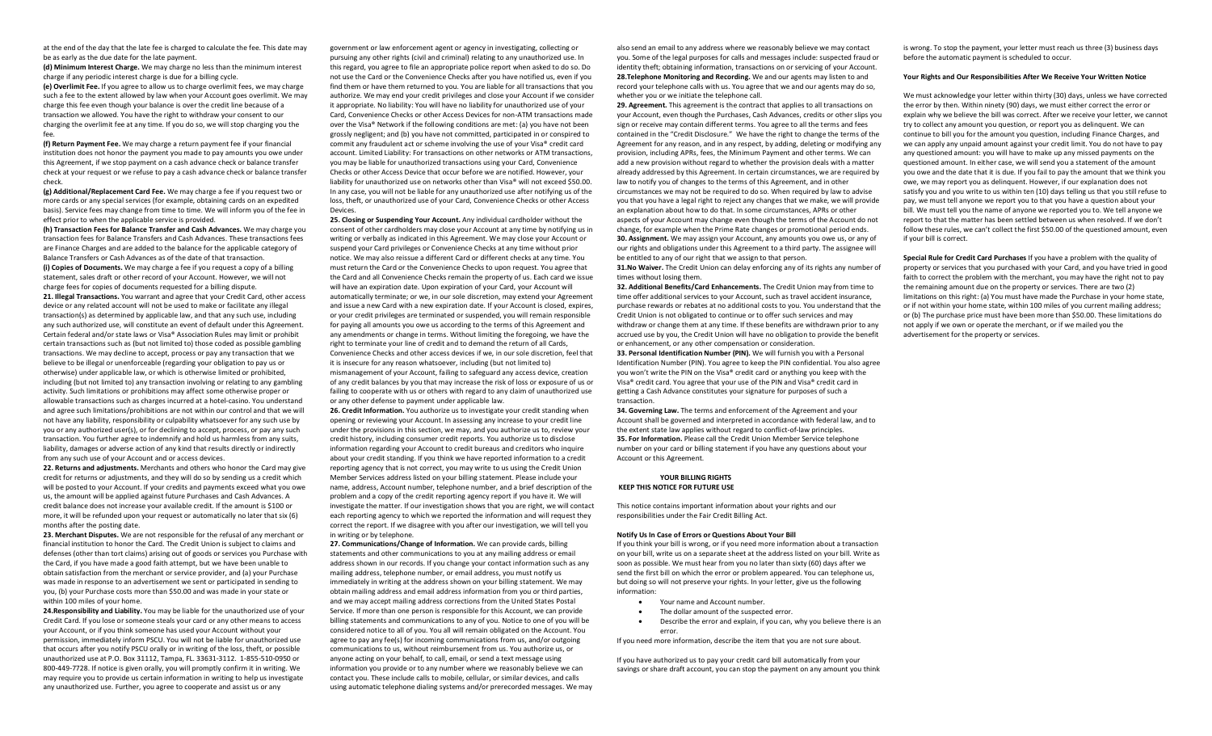at the end of the day that the late fee is charged to calculate the fee. This date may be as early as the due date for the late payment.

**(d) Minimum Interest Charge.** We may charge no less than the minimum interest charge if any periodic interest charge is due for a billing cycle.

**(e) Overlimit Fee.** If you agree to allow us to charge overlimit fees, we may charge such a fee to the extent allowed by law when your Account goes overlimit. We may charge this fee even though your balance is over the credit line because of a transaction we allowed. You have the right to withdraw your consent to our charging the overlimit fee at any time. If you do so, we will stop charging you the fee.

**(f) Return Payment Fee.** We may charge a return payment fee if your financial institution does not honor the payment you made to pay amounts you owe under this Agreement, if we stop payment on a cash advance check or balance transfer check at your request or we refuse to pay a cash advance check or balance transfer check.

**(g) Additional/Replacement Card Fee.** We may charge a fee if you request two or more cards or any special services (for example, obtaining cards on an expedited basis). Service fees may change from time to time. We will inform you of the fee in effect prior to when the applicable service is provided.

**(h) Transaction Fees for Balance Transfer and Cash Advances.** We may charge you transaction fees for Balance Transfers and Cash Advances. These transactions fees are Finance Charges and are added to the balance for the applicable category of Balance Transfers or Cash Advances as of the date of that transaction.

**(i) Copies of Documents.** We may charge a fee if you request a copy of a billing statement, sales draft or other record of your Account. However, we will not charge fees for copies of documents requested for a billing dispute.

**21. Illegal Transactions.** You warrant and agree that your Credit Card, other access device or any related account will not be used to make or facilitate any illegal transaction(s) as determined by applicable law, and that any such use, including any such authorized use, will constitute an event of default under this Agreement. Certain federal and/or state laws or Visa® Association Rules may limit or prohibit certain transactions such as (but not limited to) those coded as possible gambling transactions. We may decline to accept, process or pay any transaction that we believe to be illegal or unenforceable (regarding your obligation to pay us or otherwise) under applicable law, or which is otherwise limited or prohibited, including (but not limited to) any transaction involving or relating to any gambling activity. Such limitations or prohibitions may affect some otherwise proper or allowable transactions such as charges incurred at a hotel-casino. You understand and agree such limitations/prohibitions are not within our control and that we will not have any liability, responsibility or culpability whatsoever for any such use by you or any authorized user(s), or for declining to accept, process, or pay any such transaction. You further agree to indemnify and hold us harmless from any suits, liability, damages or adverse action of any kind that results directly or indirectly from any such use of your Account and or access devices.

**22. Returns and adjustments.** Merchants and others who honor the Card may give credit for returns or adjustments, and they will do so by sending us a credit which will be posted to your Account. If your credits and payments exceed what you owe us, the amount will be applied against future Purchases and Cash Advances. A credit balance does not increase your available credit. If the amount is $100 or more, it will be refunded upon your request or automatically no later that six (6) months after the posting date.

**23. Merchant Disputes.** We are not responsible for the refusal of any merchant or financial institution to honor the Card. The Credit Union is subject to claims and defenses (other than tort claims) arising out of goods or services you Purchase with the Card, if you have made a good faith attempt, but we have been unable to obtain satisfaction from the merchant or service provider, and (a) your Purchase was made in response to an advertisement we sent or participated in sending to you, (b) your Purchase costs more than $50.00 and was made in your state or within 100 miles of your home.

**24.Responsibility and Liability.** You may be liable for the unauthorized use of your Credit Card. If you lose or someone steals your card or any other means to access your Account, or if you think someone has used your Account without your permission, immediately inform PSCU. You will not be liable for unauthorized use that occurs after you notify PSCU orally or in writing of the loss, theft, or possible unauthorized use at P.O. Box 31112, Tampa, FL. 33631-3112. 1-855-510-0950 or 800-449-7728. If notice is given orally, you will promptly confirm it in writing. We may require you to provide us certain information in writing to help us investigate any unauthorized use. Further, you agree to cooperate and assist us or any government or law enforcement agent or agency in investigating, collecting or pursuing any other rights (civil and criminal) relating to any unauthorized use. In this regard, you agree to file an appropriate police report when asked to do so. Do not use the Card or the Convenience Checks after you have notified us, even if you find them or have them returned to you. You are liable for all transactions that you authorize. We may end your credit privileges and close your Account if we consider it appropriate. No liability: You will have no liability for unauthorized use of your Card, Convenience Checks or other Access Devices for non-ATM transactions made over the Visa® Network if the following conditions are met: (a) you have not been grossly negligent; and (b) you have not committed, participated in or conspired to commit any fraudulent act or scheme involving the use of your Visa® credit card account. Limited Liability: For transactions on other networks or ATM transactions, you may be liable for unauthorized transactions using your Card, Convenience Checks or other Access Device that occur before we are notified. However, your liability for unauthorized use on networks other than Visa® will not exceed $50.00. In any case, you will not be liable for any unauthorized use after notifying us of the loss, theft, or unauthorized use of your Card, Convenience Checks or other Access Devices.

**25. Closing or Suspending Your Account.** Any individual cardholder without the consent of other cardholders may close your Account at any time by notifying us in writing or verbally as indicated in this Agreement. We may close your Account or suspend your Card privileges or Convenience Checks at any time without prior notice. We may also reissue a different Card or different checks at any time. You must return the Card or the Convenience Checks to upon request. You agree that the Card and all Convenience Checks remain the property of us. Each card we issue will have an expiration date. Upon expiration of your Card, your Account will automatically terminate; or we, in our sole discretion, may extend your Agreement and issue a new Card with a new expiration date. If your Account is closed, expires, or your credit privileges are terminated or suspended, you will remain responsible for paying all amounts you owe us according to the terms of this Agreement and any amendments or change in terms. Without limiting the foregoing, we have the right to terminate your line of credit and to demand the return of all Cards, Convenience Checks and other access devices if we, in our sole discretion, feel that it is insecure for any reason whatsoever, including (but not limited to) mismanagement of your Account, failing to safeguard any access device, creation of any credit balances by you that may increase the risk of loss or exposure of us or failing to cooperate with us or others with regard to any claim of unauthorized use or any other defense to payment under applicable law.

**26. Credit Information.** You authorize us to investigate your credit standing when opening or reviewing your Account. In assessing any increase to your credit line under the provisions in this section, we may, and you authorize us to, review your credit history, including consumer credit reports. You authorize us to disclose information regarding your Account to credit bureaus and creditors who inquire about your credit standing. If you think we have reported information to a credit reporting agency that is not correct, you may write to us using the Credit Union Member Services address listed on your billing statement. Please include your name, address, Account number, telephone number, and a brief description of the problem and a copy of the credit reporting agency report if you have it. We will investigate the matter. If our investigation shows that you are right, we will contact each reporting agency to which we reported the information and will request they correct the report. If we disagree with you after our investigation, we will tell you in writing or by telephone.

**27. Communications/Change of Information.** We can provide cards, billing statements and other communications to you at any mailing address or email address shown in our records. If you change your contact information such as any mailing address, telephone number, or email address, you must notify us immediately in writing at the address shown on your billing statement. We may obtain mailing address and email address information from you or third parties, and we may accept mailing address corrections from the United States Postal Service. If more than one person is responsible for this Account, we can provide billing statements and communications to any of you. Notice to one of you will be considered notice to all of you. You all will remain obligated on the Account. You agree to pay any fee(s) for incoming communications from us, and/or outgoing communications to us, without reimbursement from us. You authorize us, or anyone acting on your behalf, to call, email, or send a text message using information you provide or to any number where we reasonably believe we can contact you. These include calls to mobile, cellular, or similar devices, and calls using automatic telephone dialing systems and/or prerecorded messages. We may also send an email to any address where we reasonably believe we may contact you. Some of the legal purposes for calls and messages include: suspected fraud or identity theft; obtaining information, transactions on or servicing of your Account.

**28.Telephone Monitoring and Recording.** We and our agents may listen to and record your telephone calls with us. You agree that we and our agents may do so, whether you or we initiate the telephone call.

**29. Agreement.** This agreement is the contract that applies to all transactions on your Account, even though the Purchases, Cash Advances, credits or other slips you sign or receive may contain different terms. You agree to all the terms and fees contained in the "Credit Disclosure." We have the right to change the terms of the Agreement for any reason, and in any respect, by adding, deleting or modifying any provision, including APRs, fees, the Minimum Payment and other terms. We can add a new provision without regard to whether the provision deals with a matter already addressed by this Agreement. In certain circumstances, we are required by law to notify you of changes to the terms of this Agreement, and in other circumstances we may not be required to do so. When required by law to advise you that you have a legal right to reject any changes that we make, we will provide an explanation about how to do that. In some circumstances, APRs or other aspects of your Account may change even though the terms of the Account do not change, for example when the Prime Rate changes or promotional period ends.

**30. Assignment.** We may assign your Account, any amounts you owe us, or any of our rights and obligations under this Agreement to a third party. The assignee will be entitled to any of our right that we assign to that person.

**31.No Waiver.** The Credit Union can delay enforcing any of its rights any number of times without losing them.

**32. Additional Benefits/Card Enhancements.** The Credit Union may from time to time offer additional services to your Account, such as travel accident insurance, purchase rewards or rebates at no additional costs to you. You understand that the Credit Union is not obligated to continue or to offer such services and may withdraw or change them at any time. If these benefits are withdrawn prior to any accrued use by you, the Credit Union will have no obligation to provide the benefit or enhancement, or any other compensation or consideration.

**33. Personal Identification Number (PIN).** We will furnish you with a Personal Identification Number (PIN). You agree to keep the PIN confidential. You also agree you won't write the PIN on the Visa® credit card or anything you keep with the Visa® credit card. You agree that your use of the PIN and Visa® credit card in getting a Cash Advance constitutes your signature for purposes of such a transaction.

**34. Governing Law.** The terms and enforcement of the Agreement and your Account shall be governed and interpreted in accordance with federal law, and to the extent state law applies without regard to conflict-of-law principles.

**35. For Information.** Please call the Credit Union Member Service telephone number on your card or billing statement if you have any questions about your Account or this Agreement.

## YOUR BILLING RIGHTS
## KEEP THIS NOTICE FOR FUTURE USE

This notice contains important information about your rights and our responsibilities under the Fair Credit Billing Act.

### Notify Us In Case of Errors or Questions About Your Bill

If you think your bill is wrong, or if you need more information about a transaction on your bill, write us on a separate sheet at the address listed on your bill. Write as soon as possible. We must hear from you no later than sixty (60) days after we send the first bill on which the error or problem appeared. You can telephone us, but doing so will not preserve your rights. In your letter, give us the following information:

- Your name and Account number.
- The dollar amount of the suspected error.
- Describe the error and explain, if you can, why you believe there is an error.

If you need more information, describe the item that you are not sure about.

If you have authorized us to pay your credit card bill automatically from your savings or share draft account, you can stop the payment on any amount you think is wrong. To stop the payment, your letter must reach us three (3) business days before the automatic payment is scheduled to occur.

### Your Rights and Our Responsibilities After We Receive Your Written Notice

We must acknowledge your letter within thirty (30) days, unless we have corrected the error by then. Within ninety (90) days, we must either correct the error or explain why we believe the bill was correct. After we receive your letter, we cannot try to collect any amount you question, or report you as delinquent. We can continue to bill you for the amount you question, including Finance Charges, and we can apply any unpaid amount against your credit limit. You do not have to pay any questioned amount: you will have to make up any missed payments on the questioned amount. In either case, we will send you a statement of the amount you owe and the date that it is due. If you fail to pay the amount that we think you owe, we may report you as delinquent. However, if our explanation does not satisfy you and you write to us within ten (10) days telling us that you still refuse to pay, we must tell anyone we report you to that you have a question about your bill. We must tell you the name of anyone we reported you to. We tell anyone we report to that the matter has been settled between us when resolved. If we don't follow these rules, we can't collect the first $50.00 of the questioned amount, even if your bill is correct.

**Special Rule for Credit Card Purchases** If you have a problem with the quality of property or services that you purchased with your Card, and you have tried in good faith to correct the problem with the merchant, you may have the right not to pay the remaining amount due on the property or services. There are two (2) limitations on this right: (a) You must have made the Purchase in your home state, or if not within your home state, within 100 miles of you current mailing address; or (b) The purchase price must have been more than $50.00. These limitations do not apply if we own or operate the merchant, or if we mailed you the advertisement for the property or services.